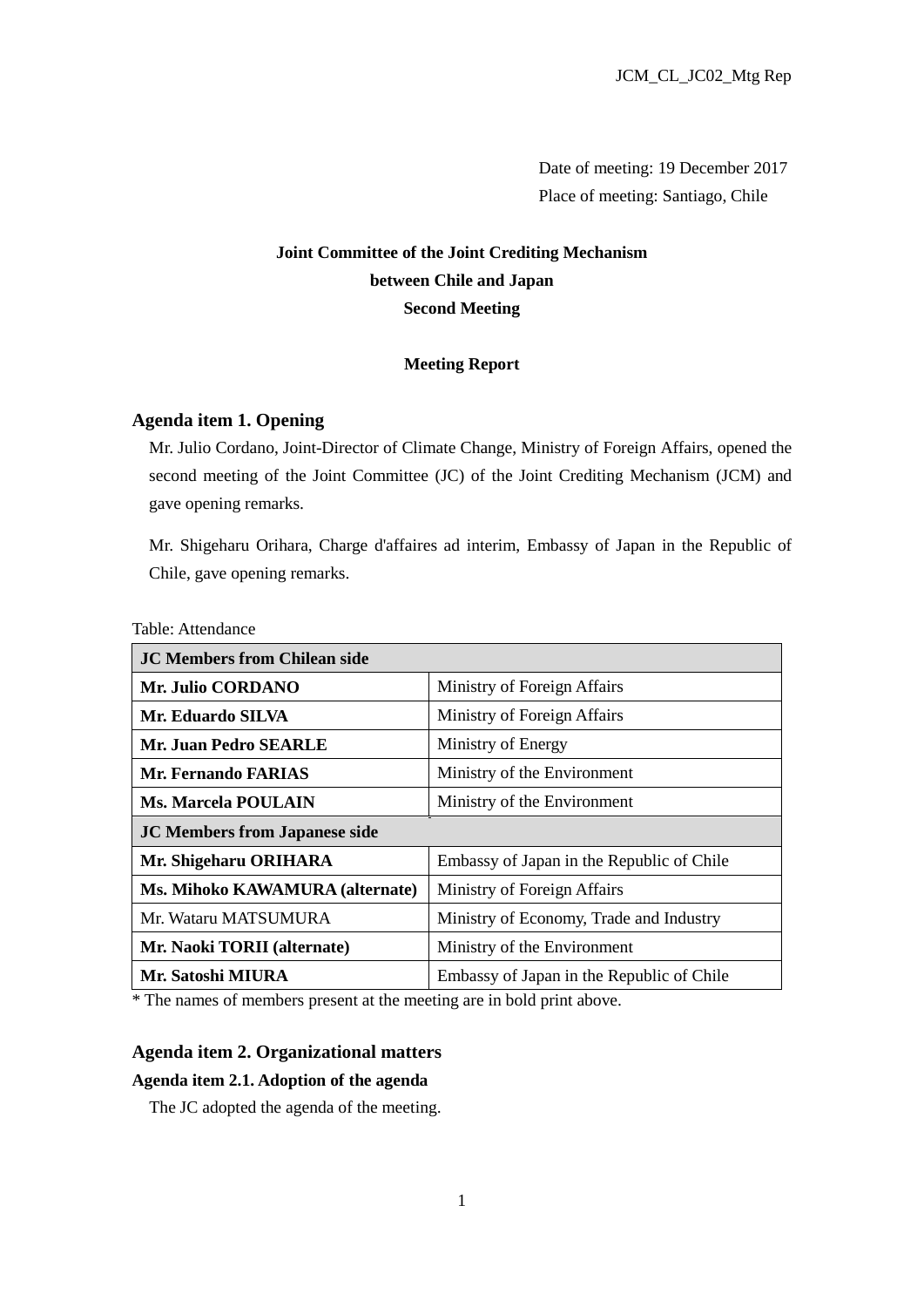JCM_CL_JC02_Mtg Rep

Date of meeting: 19 December 2017
Place of meeting: Santiago, Chile

# Joint Committee of the Joint Crediting Mechanism between Chile and Japan Second Meeting

## Meeting Report

## Agenda item 1. Opening

Mr. Julio Cordano, Joint-Director of Climate Change, Ministry of Foreign Affairs, opened the second meeting of the Joint Committee (JC) of the Joint Crediting Mechanism (JCM) and gave opening remarks.

Mr. Shigeharu Orihara, Charge d'affaires ad interim, Embassy of Japan in the Republic of Chile, gave opening remarks.

Table: Attendance

| **JC Members from Chilean side** | |
|---|---|
| **Mr. Julio CORDANO** | Ministry of Foreign Affairs |
| **Mr. Eduardo SILVA** | Ministry of Foreign Affairs |
| **Mr. Juan Pedro SEARLE** | Ministry of Energy |
| **Mr. Fernando FARIAS** | Ministry of the Environment |
| **Ms. Marcela POULAIN** | Ministry of the Environment |
| **JC Members from Japanese side** | |
| **Mr. Shigeharu ORIHARA** | Embassy of Japan in the Republic of Chile |
| **Ms. Mihoko KAWAMURA (alternate)** | Ministry of Foreign Affairs |
| Mr. Wataru MATSUMURA | Ministry of Economy, Trade and Industry |
| **Mr. Naoki TORII (alternate)** | Ministry of the Environment |
| **Mr. Satoshi MIURA** | Embassy of Japan in the Republic of Chile |

* The names of members present at the meeting are in bold print above.

## Agenda item 2. Organizational matters

### Agenda item 2.1. Adoption of the agenda

The JC adopted the agenda of the meeting.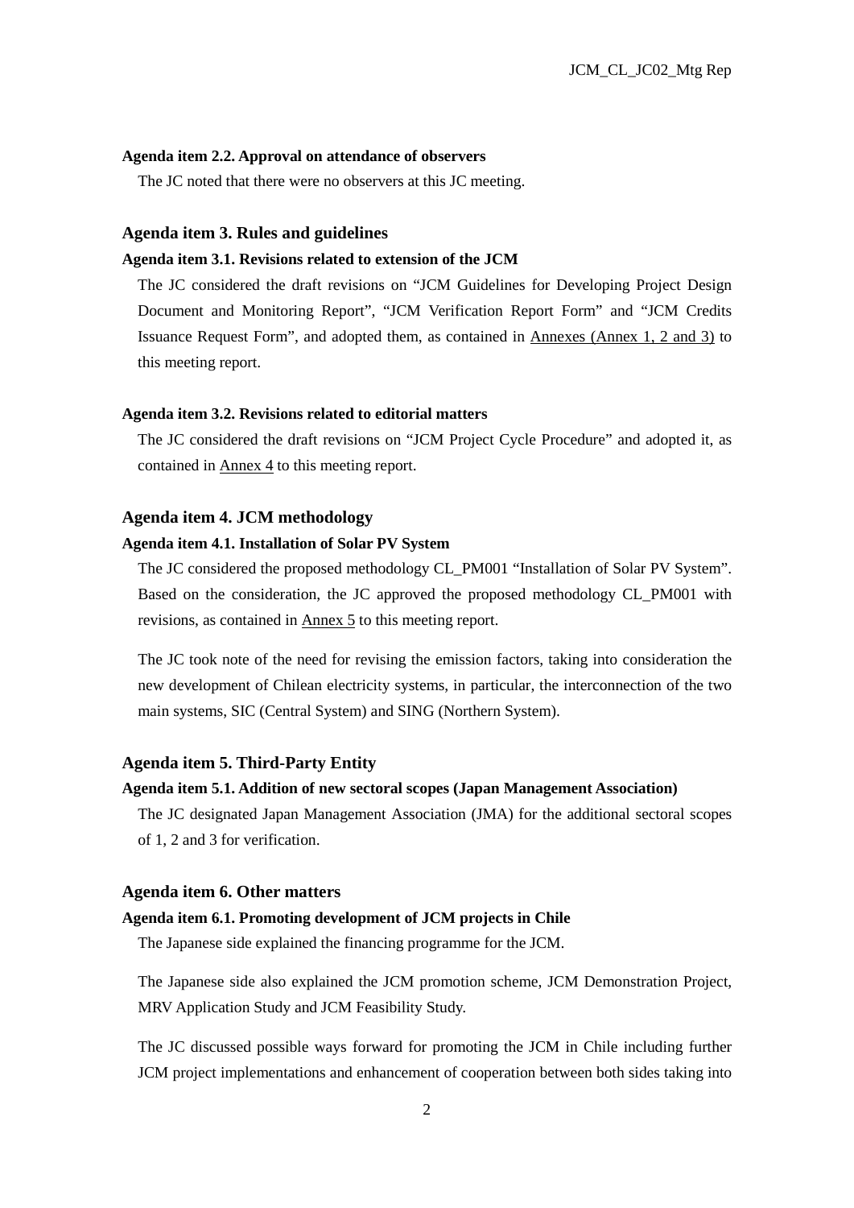**Agenda item 2.2. Approval on attendance of observers**

The JC noted that there were no observers at this JC meeting.

## Agenda item 3. Rules and guidelines

**Agenda item 3.1. Revisions related to extension of the JCM**

The JC considered the draft revisions on “JCM Guidelines for Developing Project Design Document and Monitoring Report”, “JCM Verification Report Form” and “JCM Credits Issuance Request Form”, and adopted them, as contained in Annexes (Annex 1, 2 and 3) to this meeting report.

**Agenda item 3.2. Revisions related to editorial matters**

The JC considered the draft revisions on “JCM Project Cycle Procedure” and adopted it, as contained in Annex 4 to this meeting report.

## Agenda item 4. JCM methodology

**Agenda item 4.1. Installation of Solar PV System**

The JC considered the proposed methodology CL_PM001 “Installation of Solar PV System”. Based on the consideration, the JC approved the proposed methodology CL_PM001 with revisions, as contained in Annex 5 to this meeting report.

The JC took note of the need for revising the emission factors, taking into consideration the new development of Chilean electricity systems, in particular, the interconnection of the two main systems, SIC (Central System) and SING (Northern System).

## Agenda item 5. Third-Party Entity

**Agenda item 5.1. Addition of new sectoral scopes (Japan Management Association)**

The JC designated Japan Management Association (JMA) for the additional sectoral scopes of 1, 2 and 3 for verification.

## Agenda item 6. Other matters

**Agenda item 6.1. Promoting development of JCM projects in Chile**

The Japanese side explained the financing programme for the JCM.

The Japanese side also explained the JCM promotion scheme, JCM Demonstration Project, MRV Application Study and JCM Feasibility Study.

The JC discussed possible ways forward for promoting the JCM in Chile including further JCM project implementations and enhancement of cooperation between both sides taking into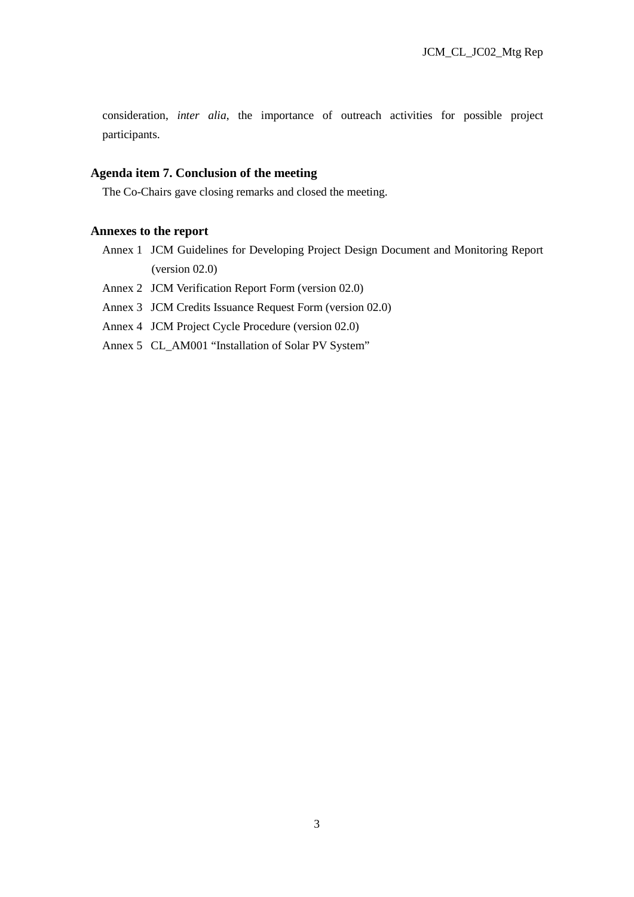consideration, *inter alia*, the importance of outreach activities for possible project participants.

### Agenda item 7. Conclusion of the meeting

The Co-Chairs gave closing remarks and closed the meeting.

### Annexes to the report

Annex 1 JCM Guidelines for Developing Project Design Document and Monitoring Report (version 02.0)

Annex 2 JCM Verification Report Form (version 02.0)

Annex 3 JCM Credits Issuance Request Form (version 02.0)

Annex 4 JCM Project Cycle Procedure (version 02.0)

Annex 5 CL_AM001 “Installation of Solar PV System”